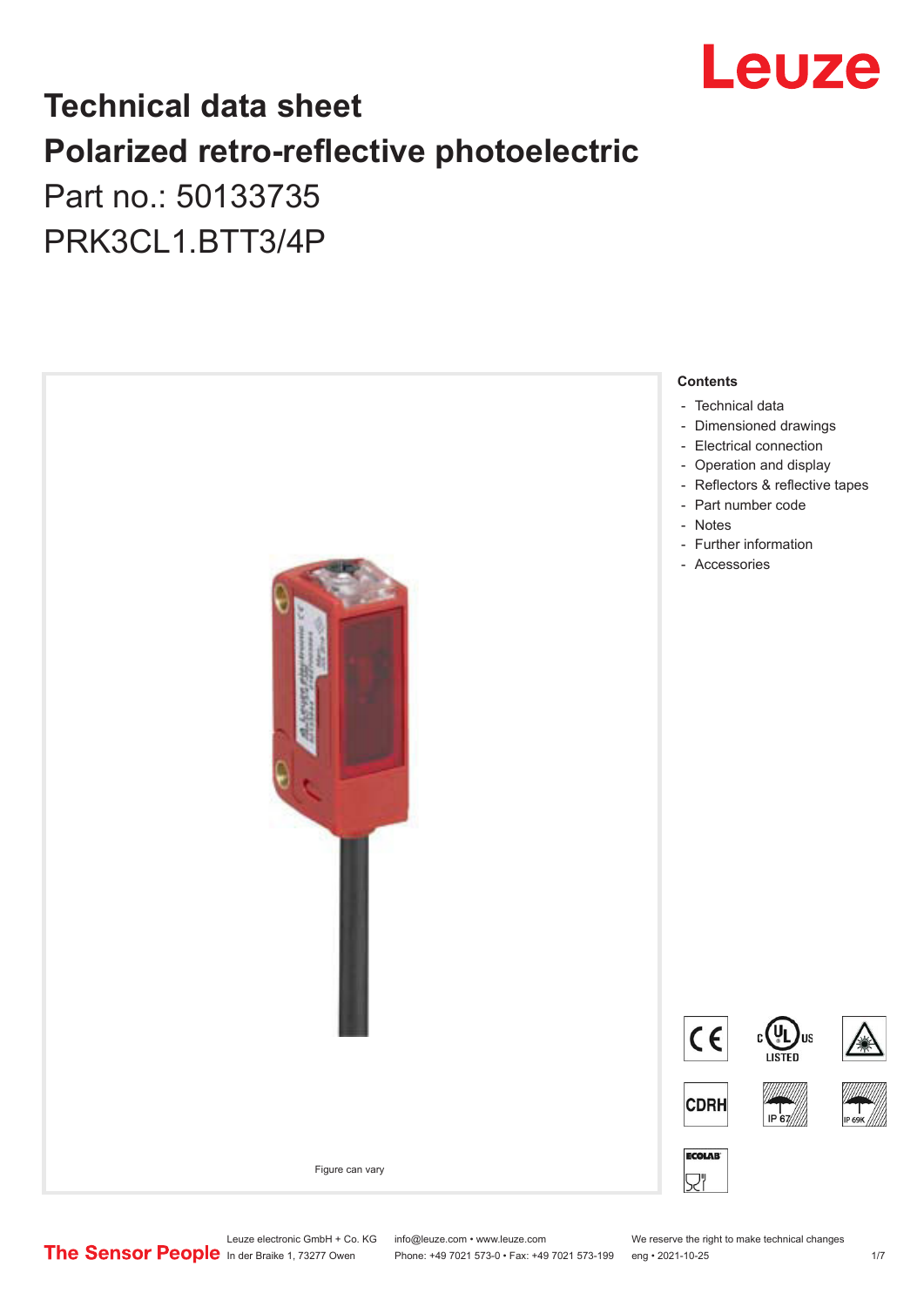# Technical data sheet
# Polarized retro-reflective photoelectric

Part no.: 50133735

PRK3CL1.BTT3/4P

Figure can vary

**Contents**

- Technical data
- Dimensioned drawings
- Electrical connection
- Operation and display
- Reflectors & reflective tapes
- Part number code
- Notes
- Further information
- Accessories

Leuze electronic GmbH + Co. KG
In der Braike 1, 73277 Owen

info@leuze.com • www.leuze.com
Phone: +49 7021 573-0 • Fax: +49 7021 573-199

We reserve the right to make technical changes
eng • 2021-10-25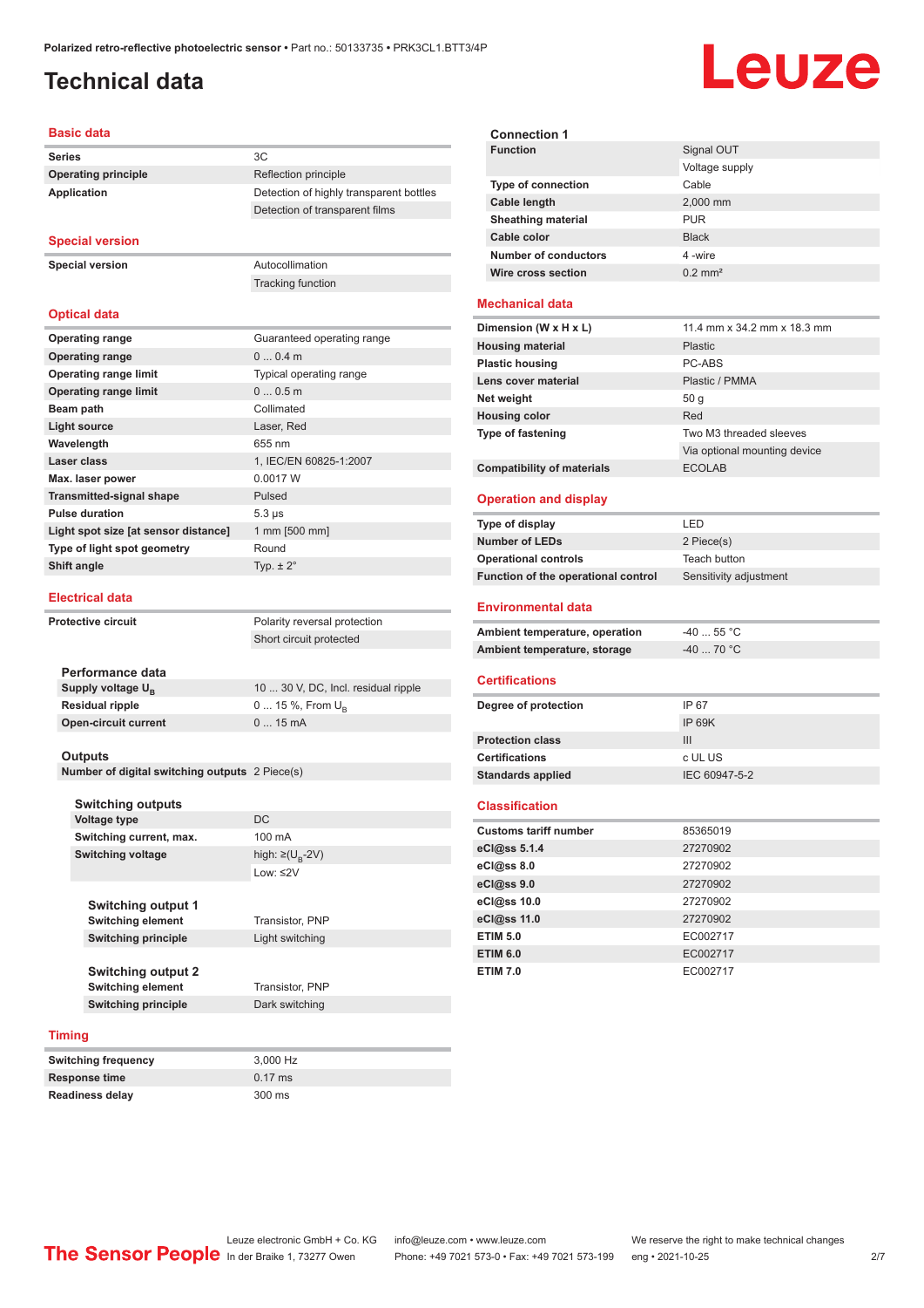# Technical data

## Basic data

| | |
|---|---|
| **Series** | 3C |
| **Operating principle** | Reflection principle |
| **Application** | Detection of highly transparent bottles |
| | Detection of transparent films |

## Special version

| | |
|---|---|
| **Special version** | Autocollimation |
| | Tracking function |

## Optical data

| | |
|---|---|
| **Operating range** | Guaranteed operating range |
| **Operating range** | 0 ... 0.4 m |
| **Operating range limit** | Typical operating range |
| **Operating range limit** | 0 ... 0.5 m |
| **Beam path** | Collimated |
| **Light source** | Laser, Red |
| **Wavelength** | 655 nm |
| **Laser class** | 1, IEC/EN 60825-1:2007 |
| **Max. laser power** | 0.0017 W |
| **Transmitted-signal shape** | Pulsed |
| **Pulse duration** | 5.3 µs |
| **Light spot size [at sensor distance]** | 1 mm [500 mm] |
| **Type of light spot geometry** | Round |
| **Shift angle** | Typ. ± 2° |

## Electrical data

| | |
|---|---|
| **Protective circuit** | Polarity reversal protection |
| | Short circuit protected |

### Performance data

| | |
|---|---|
| **Supply voltage $U_B$** | 10 ... 30 V, DC, Incl. residual ripple |
| **Residual ripple** | 0 ... 15 %, From $U_B$ |
| **Open-circuit current** | 0 ... 15 mA |

### Outputs

| | |
|---|---|
| **Number of digital switching outputs** | 2 Piece(s) |

#### Switching outputs

| | |
|---|---|
| **Voltage type** | DC |
| **Switching current, max.** | 100 mA |
| **Switching voltage** | high: ≥($U_B$-2V) |
| | Low: ≤2V |

##### Switching output 1

| | |
|---|---|
| **Switching element** | Transistor, PNP |
| **Switching principle** | Light switching |

##### Switching output 2

| | |
|---|---|
| **Switching element** | Transistor, PNP |
| **Switching principle** | Dark switching |

## Timing

| | |
|---|---|
| **Switching frequency** | 3,000 Hz |
| **Response time** | 0.17 ms |
| **Readiness delay** | 300 ms |

### Connection 1

| | |
|---|---|
| **Function** | Signal OUT |
| | Voltage supply |
| **Type of connection** | Cable |
| **Cable length** | 2,000 mm |
| **Sheathing material** | PUR |
| **Cable color** | Black |
| **Number of conductors** | 4 -wire |
| **Wire cross section** | 0.2 mm² |

## Mechanical data

| | |
|---|---|
| **Dimension (W x H x L)** | 11.4 mm x 34.2 mm x 18.3 mm |
| **Housing material** | Plastic |
| **Plastic housing** | PC-ABS |
| **Lens cover material** | Plastic / PMMA |
| **Net weight** | 50 g |
| **Housing color** | Red |
| **Type of fastening** | Two M3 threaded sleeves |
| | Via optional mounting device |
| **Compatibility of materials** | ECOLAB |

## Operation and display

| | |
|---|---|
| **Type of display** | LED |
| **Number of LEDs** | 2 Piece(s) |
| **Operational controls** | Teach button |
| **Function of the operational control** | Sensitivity adjustment |

## Environmental data

| | |
|---|---|
| **Ambient temperature, operation** | -40 ... 55 °C |
| **Ambient temperature, storage** | -40 ... 70 °C |

## Certifications

| | |
|---|---|
| **Degree of protection** | IP 67 |
| | IP 69K |
| **Protection class** | III |
| **Certifications** | c UL US |
| **Standards applied** | IEC 60947-5-2 |

## Classification

| | |
|---|---|
| **Customs tariff number** | 85365019 |
| **eCl@ss 5.1.4** | 27270902 |
| **eCl@ss 8.0** | 27270902 |
| **eCl@ss 9.0** | 27270902 |
| **eCl@ss 10.0** | 27270902 |
| **eCl@ss 11.0** | 27270902 |
| **ETIM 5.0** | EC002717 |
| **ETIM 6.0** | EC002717 |
| **ETIM 7.0** | EC002717 |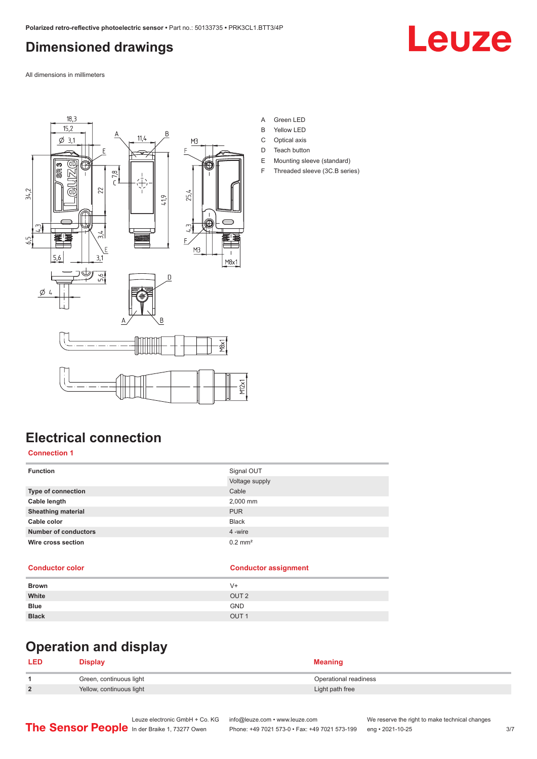# Dimensioned drawings

All dimensions in millimeters

A Green LED
B Yellow LED
C Optical axis
D Teach button
E Mounting sleeve (standard)
F Threaded sleeve (3C.B series)

# Electrical connection

## Connection 1

| | |
|---|---|
| **Function** | Signal OUT |
| | Voltage supply |
| **Type of connection** | Cable |
| **Cable length** | 2,000 mm |
| **Sheathing material** | PUR |
| **Cable color** | Black |
| **Number of conductors** | 4 -wire |
| **Wire cross section** | 0.2 mm² |

| Conductor color | Conductor assignment |
|---|---|
| **Brown** | V+ |
| **White** | OUT 2 |
| **Blue** | GND |
| **Black** | OUT 1 |

# Operation and display

| LED | Display | Meaning |
|---|---|---|
| **1** | Green, continuous light | Operational readiness |
| **2** | Yellow, continuous light | Light path free |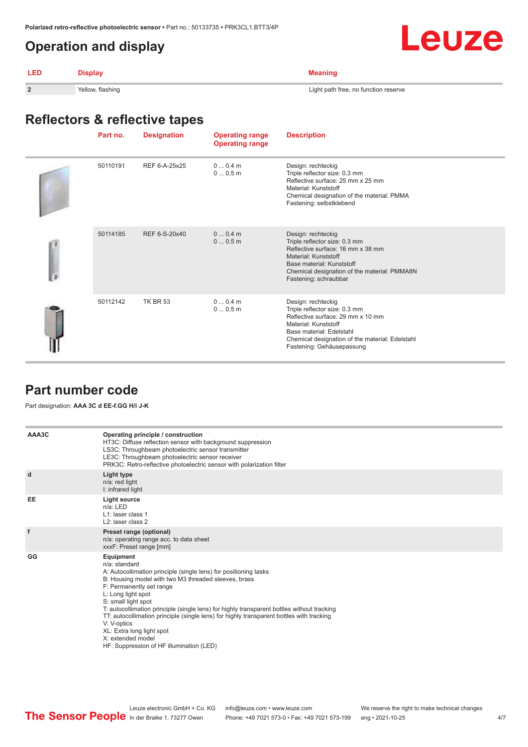## Operation and display

| LED | Display | Meaning |
|---|---|---|
| 2 | Yellow, flashing | Light path free, no function reserve |

## Reflectors & reflective tapes

| | Part no. | Designation | Operating range Operating range | Description |
|---|---|---|---|---|
| | 50110191 | REF 6-A-25x25 | 0 ... 0.4 m<br>0 ... 0.5 m | Design: rechteckig<br>Triple reflector size: 0.3 mm<br>Reflective surface: 25 mm x 25 mm<br>Material: Kunststoff<br>Chemical designation of the material: PMMA<br>Fastening: selbstklebend |
| | 50114185 | REF 6-S-20x40 | 0 ... 0.4 m<br>0 ... 0.5 m | Design: rechteckig<br>Triple reflector size: 0.3 mm<br>Reflective surface: 16 mm x 38 mm<br>Material: Kunststoff<br>Base material: Kunststoff<br>Chemical designation of the material: PMMA8N<br>Fastening: schraubbar |
| | 50112142 | TK BR 53 | 0 ... 0.4 m<br>0 ... 0.5 m | Design: rechteckig<br>Triple reflector size: 0.3 mm<br>Reflective surface: 29 mm x 10 mm<br>Material: Kunststoff<br>Base material: Edelstahl<br>Chemical designation of the material: Edelstahl<br>Fastening: Gehäusepassung |

## Part number code

Part designation: **AAA 3C d EE-f.GG H/i J-K**

| | |
|---|---|
| AAA3C | **Operating principle / construction**<br>HT3C: Diffuse reflection sensor with background suppression<br>LS3C: Throughbeam photoelectric sensor transmitter<br>LE3C: Throughbeam photoelectric sensor receiver<br>PRK3C: Retro-reflective photoelectric sensor with polarization filter |
| d | **Light type**<br>n/a: red light<br>I: infrared light |
| EE | **Light source**<br>n/a: LED<br>L1: laser class 1<br>L2: laser class 2 |
| f | **Preset range (optional)**<br>n/a: operating range acc. to data sheet<br>xxxF: Preset range [mm] |
| GG | **Equipment**<br>n/a: standard<br>A: Autocollimation principle (single lens) for positioning tasks<br>B: Housing model with two M3 threaded sleeves, brass<br>F: Permanently set range<br>L: Long light spot<br>S: small light spot<br>T: autocollimation principle (single lens) for highly transparent bottles without tracking<br>TT: autocollimation principle (single lens) for highly transparent bottles with tracking<br>V: V-optics<br>XL: Extra long light spot<br>X: extended model<br>HF: Suppression of HF illumination (LED) |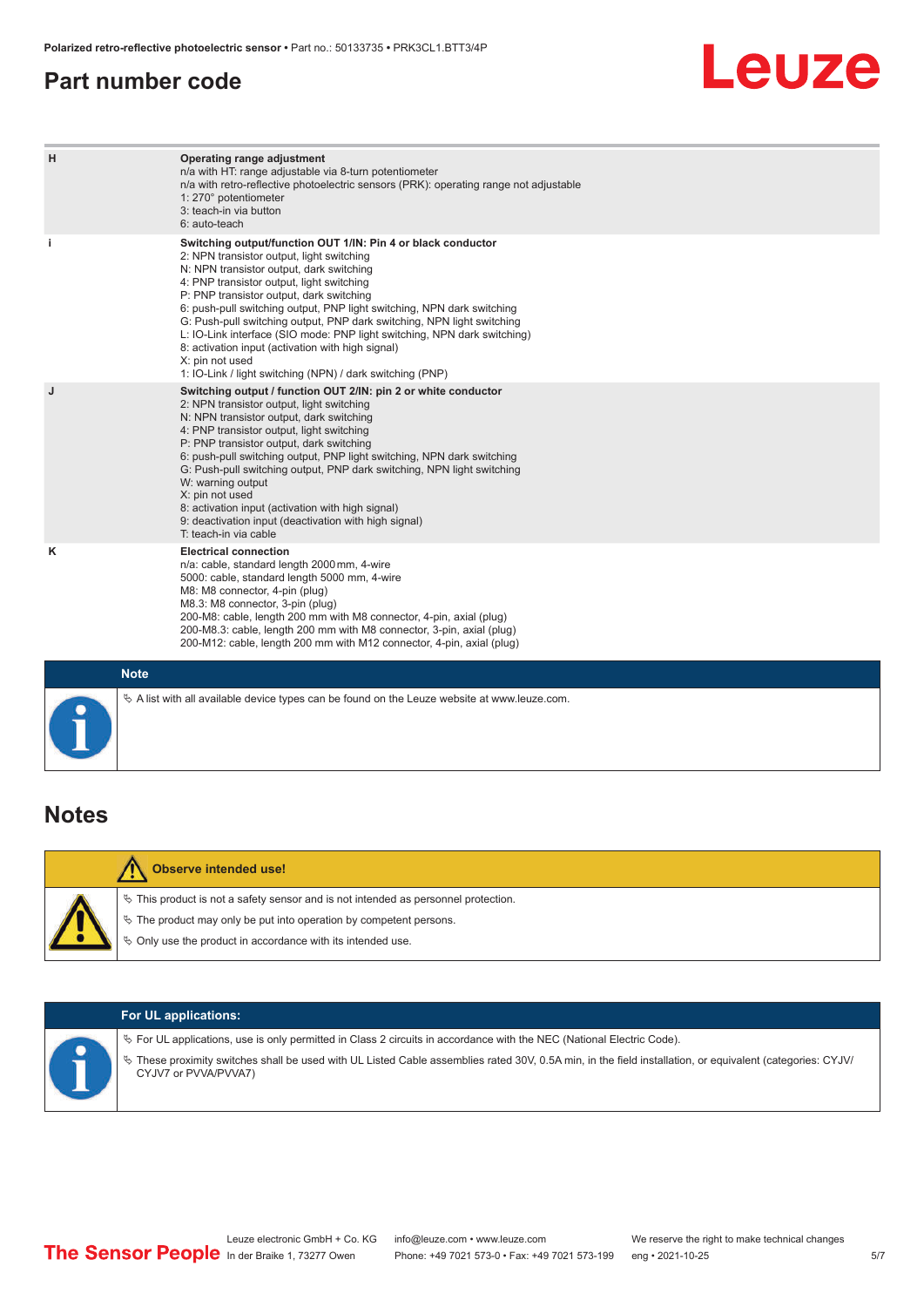## Part number code

| | |
|---|---|
| H | **Operating range adjustment**<br>n/a with HT: range adjustable via 8-turn potentiometer<br>n/a with retro-reflective photoelectric sensors (PRK): operating range not adjustable<br>1: 270° potentiometer<br>3: teach-in via button<br>6: auto-teach |
| i | **Switching output/function OUT 1/IN: Pin 4 or black conductor**<br>2: NPN transistor output, light switching<br>N: NPN transistor output, dark switching<br>4: PNP transistor output, light switching<br>P: PNP transistor output, dark switching<br>6: push-pull switching output, PNP light switching, NPN dark switching<br>G: Push-pull switching output, PNP dark switching, NPN light switching<br>L: IO-Link interface (SIO mode: PNP light switching, NPN dark switching)<br>8: activation input (activation with high signal)<br>X: pin not used<br>1: IO-Link / light switching (NPN) / dark switching (PNP) |
| J | **Switching output / function OUT 2/IN: pin 2 or white conductor**<br>2: NPN transistor output, light switching<br>N: NPN transistor output, dark switching<br>4: PNP transistor output, light switching<br>P: PNP transistor output, dark switching<br>6: push-pull switching output, PNP light switching, NPN dark switching<br>G: Push-pull switching output, PNP dark switching, NPN light switching<br>W: warning output<br>X: pin not used<br>8: activation input (activation with high signal)<br>9: deactivation input (deactivation with high signal)<br>T: teach-in via cable |
| K | **Electrical connection**<br>n/a: cable, standard length 2000 mm, 4-wire<br>5000: cable, standard length 5000 mm, 4-wire<br>M8: M8 connector, 4-pin (plug)<br>M8.3: M8 connector, 3-pin (plug)<br>200-M8: cable, length 200 mm with M8 connector, 4-pin, axial (plug)<br>200-M8.3: cable, length 200 mm with M8 connector, 3-pin, axial (plug)<br>200-M12: cable, length 200 mm with M12 connector, 4-pin, axial (plug) |

**Note**

- A list with all available device types can be found on the Leuze website at www.leuze.com.

## Notes

**Observe intended use!**

- This product is not a safety sensor and is not intended as personnel protection.
- The product may only be put into operation by competent persons.
- Only use the product in accordance with its intended use.

**For UL applications:**

- For UL applications, use is only permitted in Class 2 circuits in accordance with the NEC (National Electric Code).
- These proximity switches shall be used with UL Listed Cable assemblies rated 30V, 0.5A min, in the field installation, or equivalent (categories: CYJV/CYJV7 or PVVA/PVVA7)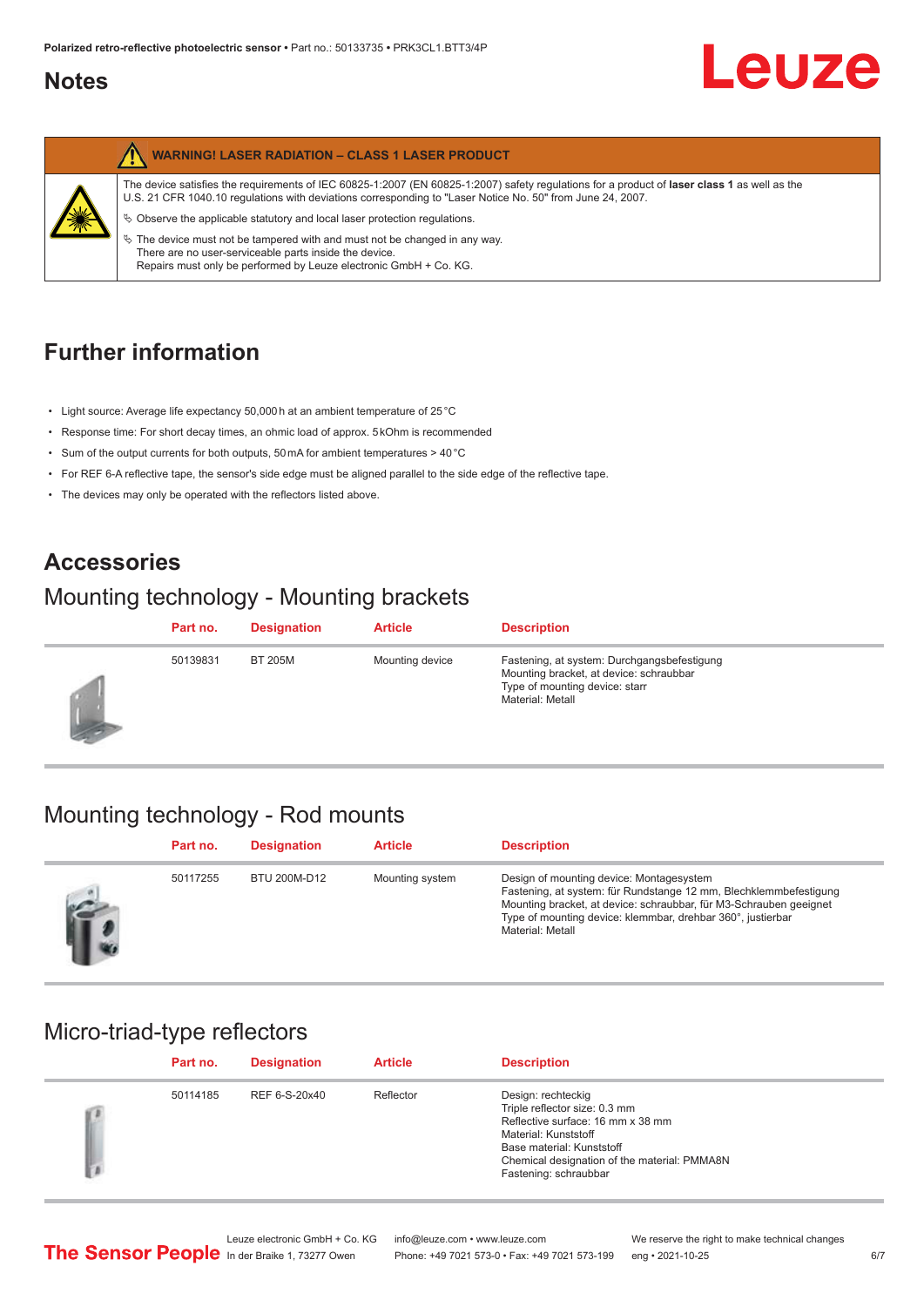## Notes

**WARNING! LASER RADIATION – CLASS 1 LASER PRODUCT**

The device satisfies the requirements of IEC 60825-1:2007 (EN 60825-1:2007) safety regulations for a product of **laser class 1** as well as the U.S. 21 CFR 1040.10 regulations with deviations corresponding to "Laser Notice No. 50" from June 24, 2007.

- Observe the applicable statutory and local laser protection regulations.
- The device must not be tampered with and must not be changed in any way. There are no user-serviceable parts inside the device. Repairs must only be performed by Leuze electronic GmbH + Co. KG.

## Further information

- Light source: Average life expectancy 50,000 h at an ambient temperature of 25 °C
- Response time: For short decay times, an ohmic load of approx. 5 kOhm is recommended
- Sum of the output currents for both outputs, 50 mA for ambient temperatures > 40 °C
- For REF 6-A reflective tape, the sensor's side edge must be aligned parallel to the side edge of the reflective tape.
- The devices may only be operated with the reflectors listed above.

## Accessories

### Mounting technology - Mounting brackets

| Part no. | Designation | Article | Description |
|---|---|---|---|
| 50139831 | BT 205M | Mounting device | Fastening, at system: Durchgangsbefestigung<br>Mounting bracket, at device: schraubbar<br>Type of mounting device: starr<br>Material: Metall |

### Mounting technology - Rod mounts

| Part no. | Designation | Article | Description |
|---|---|---|---|
| 50117255 | BTU 200M-D12 | Mounting system | Design of mounting device: Montagesystem<br>Fastening, at system: für Rundstange 12 mm, Blechklemmbefestigung<br>Mounting bracket, at device: schraubbar, für M3-Schrauben geeignet<br>Type of mounting device: klemmbar, drehbar 360°, justierbar<br>Material: Metall |

### Micro-triad-type reflectors

| Part no. | Designation | Article | Description |
|---|---|---|---|
| 50114185 | REF 6-S-20x40 | Reflector | Design: rechteckig<br>Triple reflector size: 0.3 mm<br>Reflective surface: 16 mm x 38 mm<br>Material: Kunststoff<br>Base material: Kunststoff<br>Chemical designation of the material: PMMA8N<br>Fastening: schraubbar |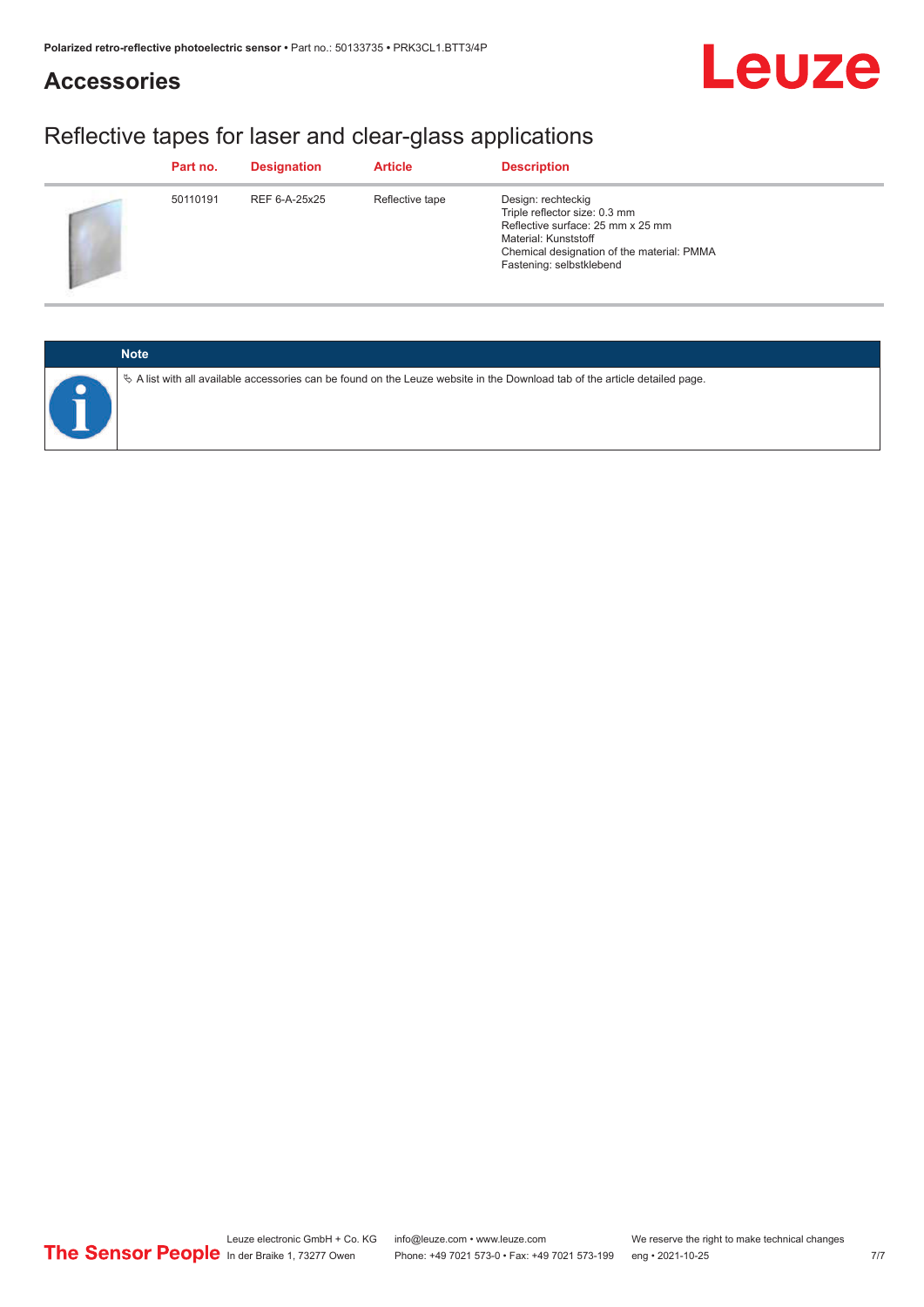## Accessories

## Reflective tapes for laser and clear-glass applications

| | Part no. | Designation | Article | Description |
|---|---|---|---|---|
| | 50110191 | REF 6-A-25x25 | Reflective tape | Design: rechteckig<br>Triple reflector size: 0.3 mm<br>Reflective surface: 25 mm x 25 mm<br>Material: Kunststoff<br>Chemical designation of the material: PMMA<br>Fastening: selbstklebend |

**Note**

↳ A list with all available accessories can be found on the Leuze website in the Download tab of the article detailed page.